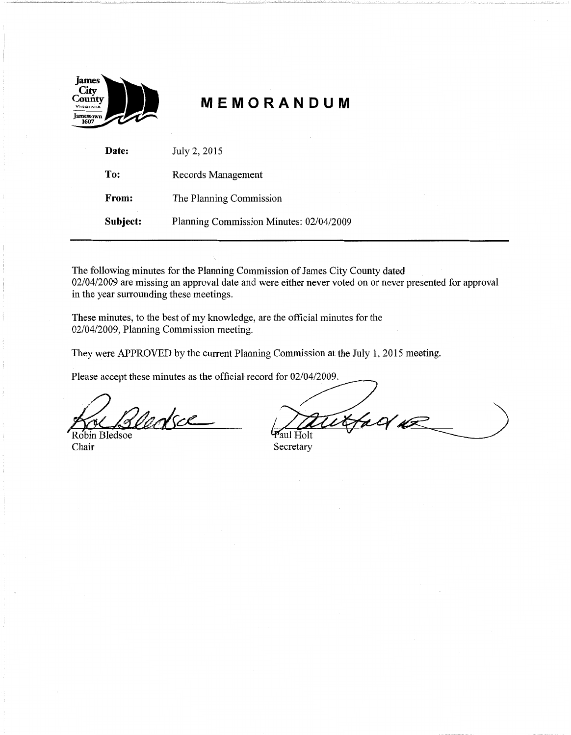# MEMORANDUM

| | |
|---|---|
| **Date:** | July 2, 2015 |
| **To:** | Records Management |
| **From:** | The Planning Commission |
| **Subject:** | Planning Commission Minutes: 02/04/2009 |

The following minutes for the Planning Commission of James City County dated 02/04/2009 are missing an approval date and were either never voted on or never presented for approval in the year surrounding these meetings.

These minutes, to the best of my knowledge, are the official minutes for the 02/04/2009, Planning Commission meeting.

They were APPROVED by the current Planning Commission at the July 1, 2015 meeting.

Please accept these minutes as the official record for 02/04/2009.

Robin Bledsoe
Chair

Paul Holt
Secretary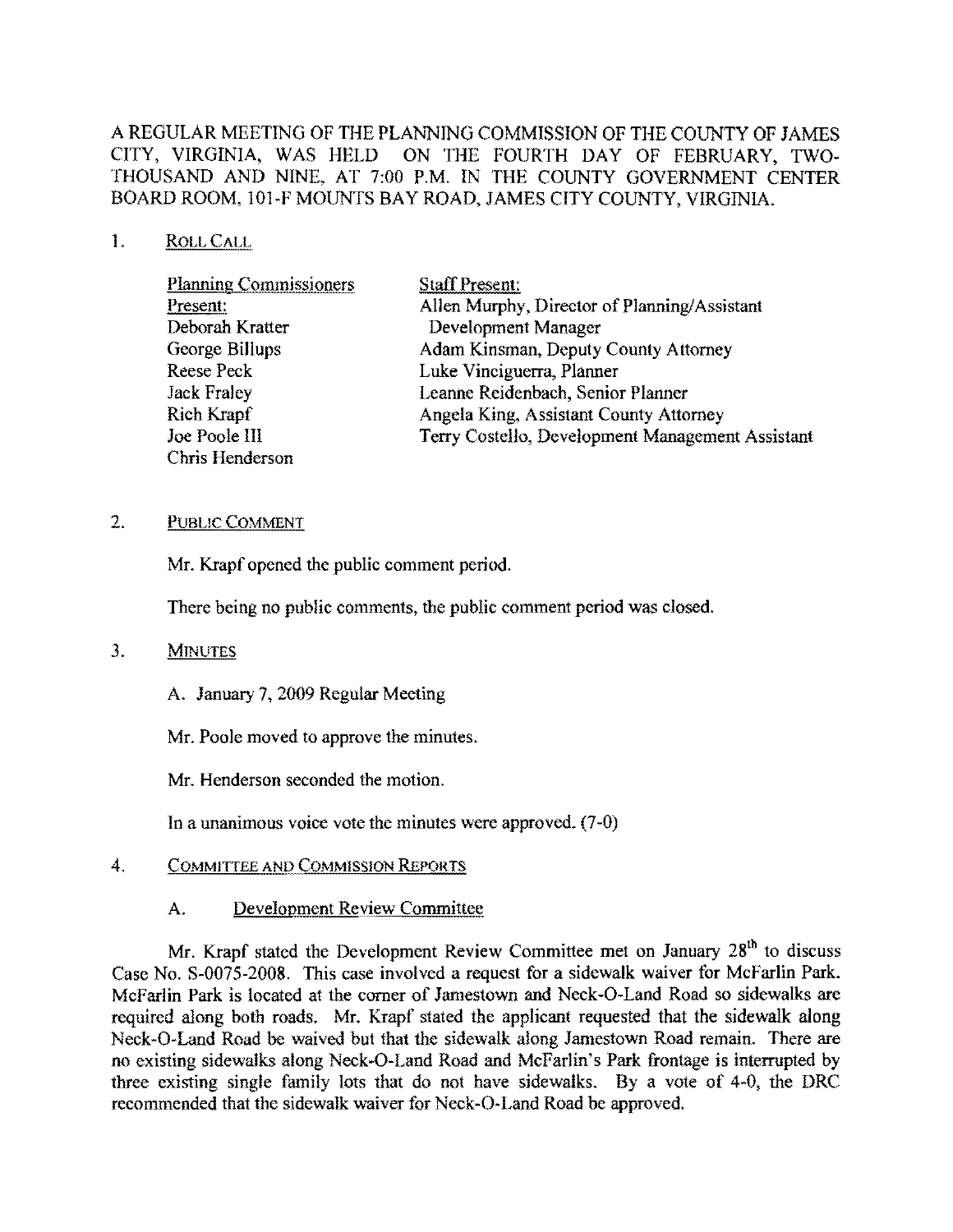A REGULAR MEETING OF THE PLANNING COMMISSION OF THE COUNTY OF JAMES CITY, VIRGINIA, WAS HELD ON THE FOURTH DAY OF FEBRUARY, TWO-THOUSAND AND NINE, AT 7:00 P.M. IN THE COUNTY GOVERNMENT CENTER BOARD ROOM, 101-F MOUNTS BAY ROAD, JAMES CITY COUNTY, VIRGINIA.

1. ROLL CALL

| Planning Commissioners Present: | Staff Present: |
|---|---|
| Deborah Kratter | Allen Murphy, Director of Planning/Assistant Development Manager |
| George Billups | Adam Kinsman, Deputy County Attorney |
| Reese Peck | Luke Vinciguerra, Planner |
| Jack Fraley | Leanne Reidenbach, Senior Planner |
| Rich Krapf | Angela King, Assistant County Attorney |
| Joe Poole III | Terry Costello, Development Management Assistant |
| Chris Henderson | |

2. PUBLIC COMMENT

Mr. Krapf opened the public comment period.

There being no public comments, the public comment period was closed.

3. MINUTES

A. January 7, 2009 Regular Meeting

Mr. Poole moved to approve the minutes.

Mr. Henderson seconded the motion.

In a unanimous voice vote the minutes were approved. (7-0)

4. COMMITTEE AND COMMISSION REPORTS

A. Development Review Committee

Mr. Krapf stated the Development Review Committee met on January 28th to discuss Case No. S-0075-2008. This case involved a request for a sidewalk waiver for McFarlin Park. McFarlin Park is located at the corner of Jamestown and Neck-O-Land Road so sidewalks are required along both roads. Mr. Krapf stated the applicant requested that the sidewalk along Neck-O-Land Road be waived but that the sidewalk along Jamestown Road remain. There are no existing sidewalks along Neck-O-Land Road and McFarlin's Park frontage is interrupted by three existing single family lots that do not have sidewalks. By a vote of 4-0, the DRC recommended that the sidewalk waiver for Neck-O-Land Road be approved.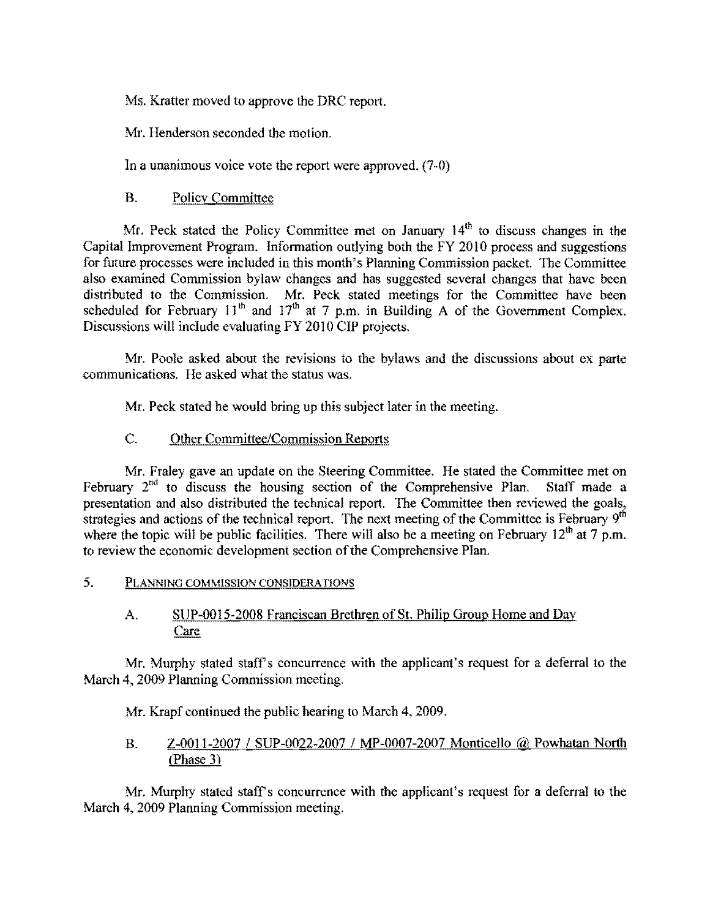Ms. Kratter moved to approve the DRC report.

Mr. Henderson seconded the motion.

In a unanimous voice vote the report were approved. (7-0)

B. Policy Committee

Mr. Peck stated the Policy Committee met on January 14th to discuss changes in the Capital Improvement Program. Information outlying both the FY 2010 process and suggestions for future processes were included in this month's Planning Commission packet. The Committee also examined Commission bylaw changes and has suggested several changes that have been distributed to the Commission. Mr. Peck stated meetings for the Committee have been scheduled for February 11th and 17th at 7 p.m. in Building A of the Government Complex. Discussions will include evaluating FY 2010 CIP projects.

Mr. Poole asked about the revisions to the bylaws and the discussions about ex parte communications. He asked what the status was.

Mr. Peck stated he would bring up this subject later in the meeting.

C. Other Committee/Commission Reports

Mr. Fraley gave an update on the Steering Committee. He stated the Committee met on February 2nd to discuss the housing section of the Comprehensive Plan. Staff made a presentation and also distributed the technical report. The Committee then reviewed the goals, strategies and actions of the technical report. The next meeting of the Committee is February 9th where the topic will be public facilities. There will also be a meeting on February 12th at 7 p.m. to review the economic development section of the Comprehensive Plan.

5. PLANNING COMMISSION CONSIDERATIONS

A. SUP-0015-2008 Franciscan Brethren of St. Philip Group Home and Day Care

Mr. Murphy stated staff's concurrence with the applicant's request for a deferral to the March 4, 2009 Planning Commission meeting.

Mr. Krapf continued the public hearing to March 4, 2009.

B. Z-0011-2007 / SUP-0022-2007 / MP-0007-2007 Monticello @ Powhatan North (Phase 3)

Mr. Murphy stated staff's concurrence with the applicant's request for a deferral to the March 4, 2009 Planning Commission meeting.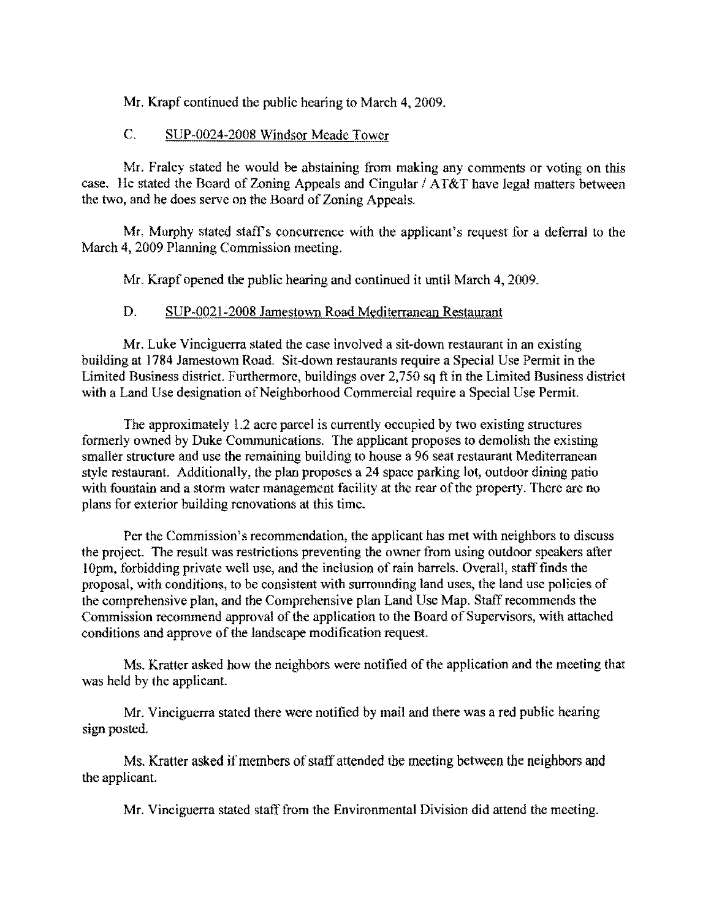Mr. Krapf continued the public hearing to March 4, 2009.

C. SUP-0024-2008 Windsor Meade Tower

Mr. Fraley stated he would be abstaining from making any comments or voting on this case. He stated the Board of Zoning Appeals and Cingular / AT&T have legal matters between the two, and he does serve on the Board of Zoning Appeals.

Mr. Murphy stated staff's concurrence with the applicant's request for a deferral to the March 4, 2009 Planning Commission meeting.

Mr. Krapf opened the public hearing and continued it until March 4, 2009.

D. SUP-0021-2008 Jamestown Road Mediterranean Restaurant

Mr. Luke Vinciguerra stated the case involved a sit-down restaurant in an existing building at 1784 Jamestown Road. Sit-down restaurants require a Special Use Permit in the Limited Business district. Furthermore, buildings over 2,750 sq ft in the Limited Business district with a Land Use designation of Neighborhood Commercial require a Special Use Permit.

The approximately 1.2 acre parcel is currently occupied by two existing structures formerly owned by Duke Communications. The applicant proposes to demolish the existing smaller structure and use the remaining building to house a 96 seat restaurant Mediterranean style restaurant. Additionally, the plan proposes a 24 space parking lot, outdoor dining patio with fountain and a storm water management facility at the rear of the property. There are no plans for exterior building renovations at this time.

Per the Commission's recommendation, the applicant has met with neighbors to discuss the project. The result was restrictions preventing the owner from using outdoor speakers after 10pm, forbidding private well use, and the inclusion of rain barrels. Overall, staff finds the proposal, with conditions, to be consistent with surrounding land uses, the land use policies of the comprehensive plan, and the Comprehensive plan Land Use Map. Staff recommends the Commission recommend approval of the application to the Board of Supervisors, with attached conditions and approve of the landscape modification request.

Ms. Kratter asked how the neighbors were notified of the application and the meeting that was held by the applicant.

Mr. Vinciguerra stated there were notified by mail and there was a red public hearing sign posted.

Ms. Kratter asked if members of staff attended the meeting between the neighbors and the applicant.

Mr. Vinciguerra stated staff from the Environmental Division did attend the meeting.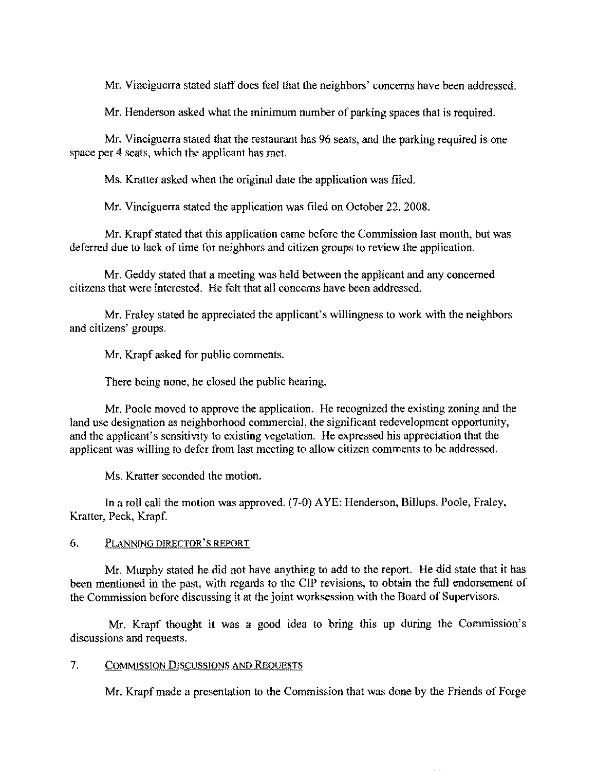Mr. Vinciguerra stated staff does feel that the neighbors' concerns have been addressed.

Mr. Henderson asked what the minimum number of parking spaces that is required.

Mr. Vinciguerra stated that the restaurant has 96 seats, and the parking required is one space per 4 seats, which the applicant has met.

Ms. Kratter asked when the original date the application was filed.

Mr. Vinciguerra stated the application was filed on October 22, 2008.

Mr. Krapf stated that this application came before the Commission last month, but was deferred due to lack of time for neighbors and citizen groups to review the application.

Mr. Geddy stated that a meeting was held between the applicant and any concerned citizens that were interested. He felt that all concerns have been addressed.

Mr. Fraley stated he appreciated the applicant's willingness to work with the neighbors and citizens' groups.

Mr. Krapf asked for public comments.

There being none, he closed the public hearing.

Mr. Poole moved to approve the application. He recognized the existing zoning and the land use designation as neighborhood commercial, the significant redevelopment opportunity, and the applicant's sensitivity to existing vegetation. He expressed his appreciation that the applicant was willing to defer from last meeting to allow citizen comments to be addressed.

Ms. Kratter seconded the motion.

In a roll call the motion was approved. (7-0) AYE: Henderson, Billups, Poole, Fraley, Kratter, Peck, Krapf.

## 6. Planning Director's Report

Mr. Murphy stated he did not have anything to add to the report. He did state that it has been mentioned in the past, with regards to the CIP revisions, to obtain the full endorsement of the Commission before discussing it at the joint worksession with the Board of Supervisors.

Mr. Krapf thought it was a good idea to bring this up during the Commission's discussions and requests.

## 7. Commission Discussions and Requests

Mr. Krapf made a presentation to the Commission that was done by the Friends of Forge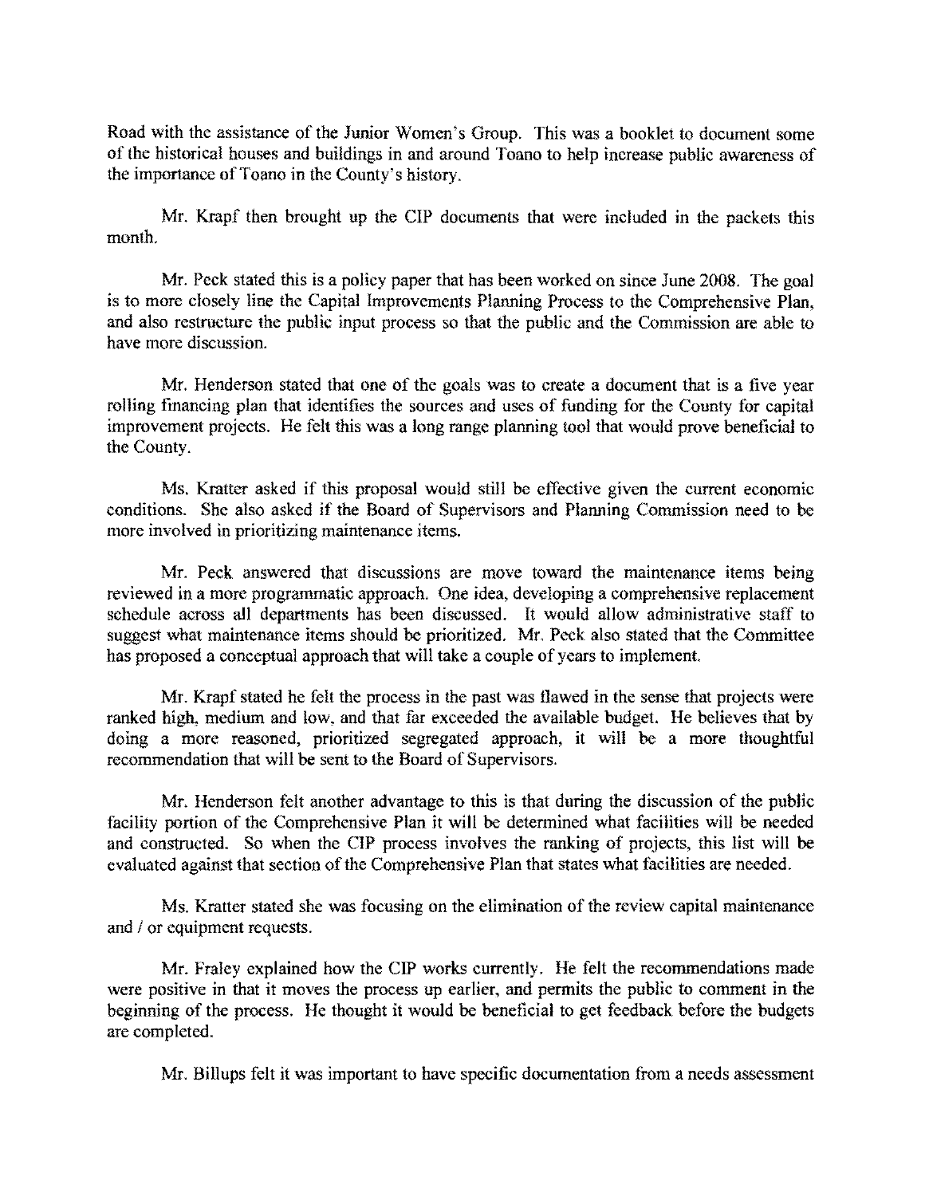Road with the assistance of the Junior Women's Group. This was a booklet to document some of the historical houses and buildings in and around Toano to help increase public awareness of the importance of Toano in the County's history.

Mr. Krapf then brought up the CIP documents that were included in the packets this month.

Mr. Peck stated this is a policy paper that has been worked on since June 2008. The goal is to more closely line the Capital Improvements Planning Process to the Comprehensive Plan, and also restructure the public input process so that the public and the Commission are able to have more discussion.

Mr. Henderson stated that one of the goals was to create a document that is a five year rolling financing plan that identifies the sources and uses of funding for the County for capital improvement projects. He felt this was a long range planning tool that would prove beneficial to the County.

Ms. Kratter asked if this proposal would still be effective given the current economic conditions. She also asked if the Board of Supervisors and Planning Commission need to be more involved in prioritizing maintenance items.

Mr. Peck answered that discussions are move toward the maintenance items being reviewed in a more programmatic approach. One idea, developing a comprehensive replacement schedule across all departments has been discussed. It would allow administrative staff to suggest what maintenance items should be prioritized. Mr. Peck also stated that the Committee has proposed a conceptual approach that will take a couple of years to implement.

Mr. Krapf stated he felt the process in the past was flawed in the sense that projects were ranked high, medium and low, and that far exceeded the available budget. He believes that by doing a more reasoned, prioritized segregated approach, it will be a more thoughtful recommendation that will be sent to the Board of Supervisors.

Mr. Henderson felt another advantage to this is that during the discussion of the public facility portion of the Comprehensive Plan it will be determined what facilities will be needed and constructed. So when the CIP process involves the ranking of projects, this list will be evaluated against that section of the Comprehensive Plan that states what facilities are needed.

Ms. Kratter stated she was focusing on the elimination of the review capital maintenance and / or equipment requests.

Mr. Fraley explained how the CIP works currently. He felt the recommendations made were positive in that it moves the process up earlier, and permits the public to comment in the beginning of the process. He thought it would be beneficial to get feedback before the budgets are completed.

Mr. Billups felt it was important to have specific documentation from a needs assessment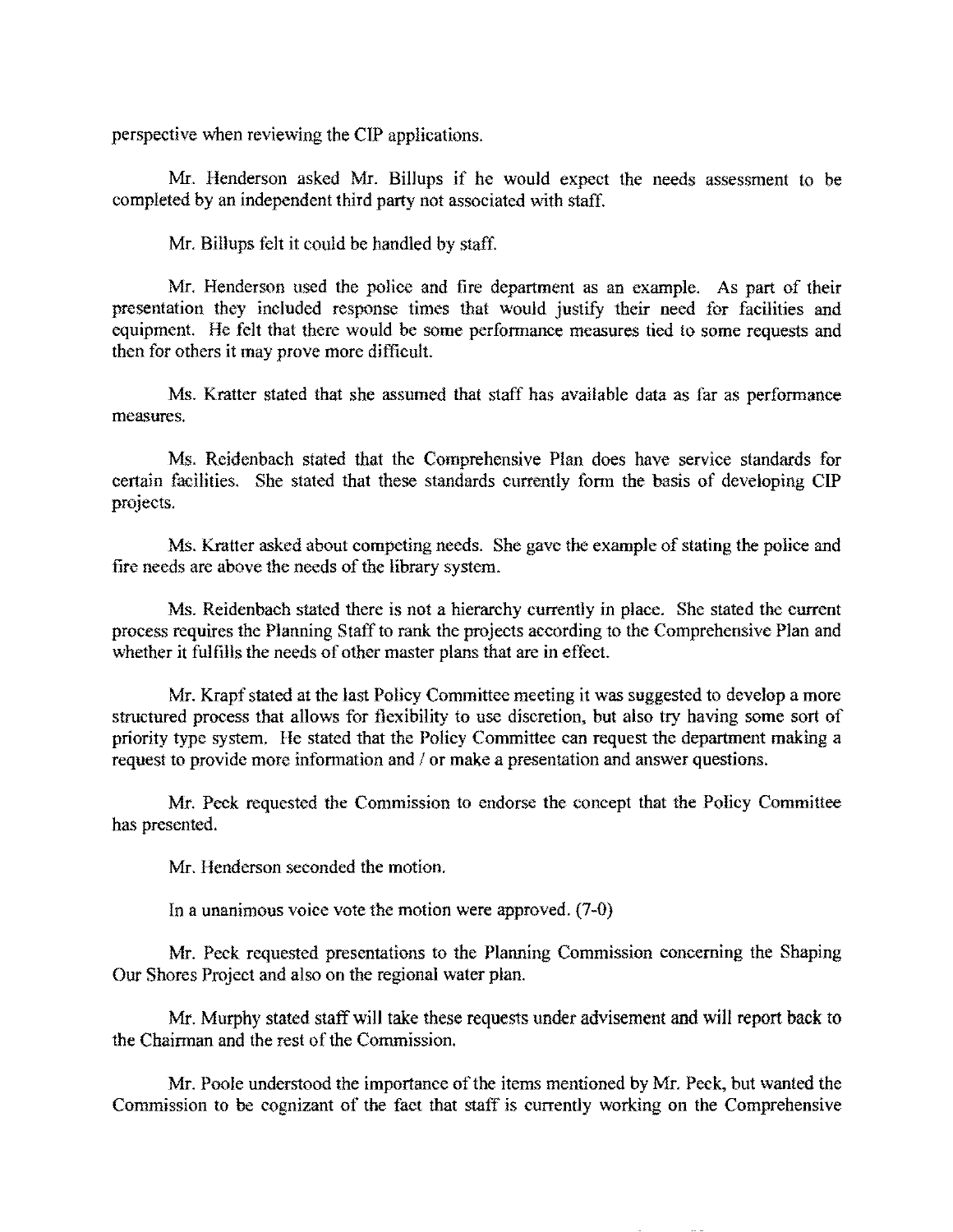perspective when reviewing the CIP applications.

Mr. Henderson asked Mr. Billups if he would expect the needs assessment to be completed by an independent third party not associated with staff.

Mr. Billups felt it could be handled by staff.

Mr. Henderson used the police and fire department as an example. As part of their presentation they included response times that would justify their need for facilities and equipment. He felt that there would be some performance measures tied to some requests and then for others it may prove more difficult.

Ms. Kratter stated that she assumed that staff has available data as far as performance measures.

Ms. Reidenbach stated that the Comprehensive Plan does have service standards for certain facilities. She stated that these standards currently form the basis of developing CIP projects.

Ms. Kratter asked about competing needs. She gave the example of stating the police and fire needs are above the needs of the library system.

Ms. Reidenbach stated there is not a hierarchy currently in place. She stated the current process requires the Planning Staff to rank the projects according to the Comprehensive Plan and whether it fulfills the needs of other master plans that are in effect.

Mr. Krapf stated at the last Policy Committee meeting it was suggested to develop a more structured process that allows for flexibility to use discretion, but also try having some sort of priority type system. He stated that the Policy Committee can request the department making a request to provide more information and / or make a presentation and answer questions.

Mr. Peck requested the Commission to endorse the concept that the Policy Committee has presented.

Mr. Henderson seconded the motion.

In a unanimous voice vote the motion were approved. (7-0)

Mr. Peck requested presentations to the Planning Commission concerning the Shaping Our Shores Project and also on the regional water plan.

Mr. Murphy stated staff will take these requests under advisement and will report back to the Chairman and the rest of the Commission.

Mr. Poole understood the importance of the items mentioned by Mr. Peck, but wanted the Commission to be cognizant of the fact that staff is currently working on the Comprehensive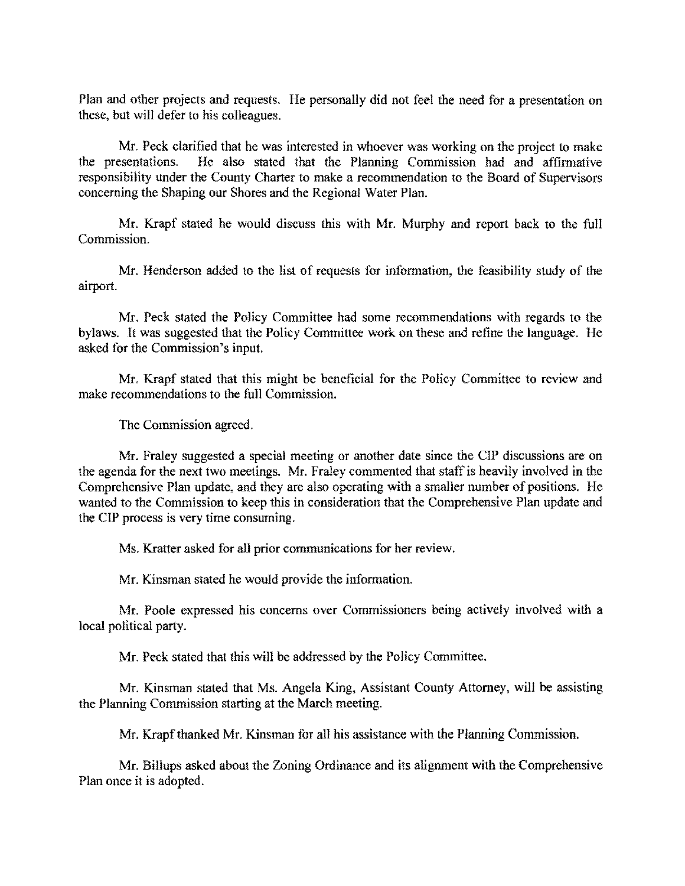Plan and other projects and requests. He personally did not feel the need for a presentation on these, but will defer to his colleagues.

Mr. Peck clarified that he was interested in whoever was working on the project to make the presentations. He also stated that the Planning Commission had and affirmative responsibility under the County Charter to make a recommendation to the Board of Supervisors concerning the Shaping our Shores and the Regional Water Plan.

Mr. Krapf stated he would discuss this with Mr. Murphy and report back to the full Commission.

Mr. Henderson added to the list of requests for information, the feasibility study of the airport.

Mr. Peck stated the Policy Committee had some recommendations with regards to the bylaws. It was suggested that the Policy Committee work on these and refine the language. He asked for the Commission's input.

Mr. Krapf stated that this might be beneficial for the Policy Committee to review and make recommendations to the full Commission.

The Commission agreed.

Mr. Fraley suggested a special meeting or another date since the CIP discussions are on the agenda for the next two meetings. Mr. Fraley commented that staff is heavily involved in the Comprehensive Plan update, and they are also operating with a smaller number of positions. He wanted to the Commission to keep this in consideration that the Comprehensive Plan update and the CIP process is very time consuming.

Ms. Kratter asked for all prior communications for her review.

Mr. Kinsman stated he would provide the information.

Mr. Poole expressed his concerns over Commissioners being actively involved with a local political party.

Mr. Peck stated that this will be addressed by the Policy Committee.

Mr. Kinsman stated that Ms. Angela King, Assistant County Attorney, will be assisting the Planning Commission starting at the March meeting.

Mr. Krapf thanked Mr. Kinsman for all his assistance with the Planning Commission.

Mr. Billups asked about the Zoning Ordinance and its alignment with the Comprehensive Plan once it is adopted.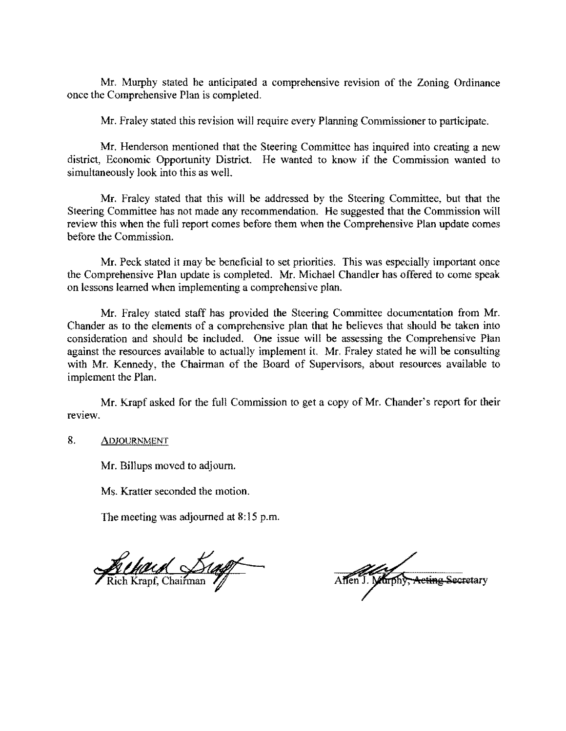Mr. Murphy stated he anticipated a comprehensive revision of the Zoning Ordinance once the Comprehensive Plan is completed.

Mr. Fraley stated this revision will require every Planning Commissioner to participate.

Mr. Henderson mentioned that the Steering Committee has inquired into creating a new district, Economic Opportunity District. He wanted to know if the Commission wanted to simultaneously look into this as well.

Mr. Fraley stated that this will be addressed by the Steering Committee, but that the Steering Committee has not made any recommendation. He suggested that the Commission will review this when the full report comes before them when the Comprehensive Plan update comes before the Commission.

Mr. Peck stated it may be beneficial to set priorities. This was especially important once the Comprehensive Plan update is completed. Mr. Michael Chandler has offered to come speak on lessons learned when implementing a comprehensive plan.

Mr. Fraley stated staff has provided the Steering Committee documentation from Mr. Chander as to the elements of a comprehensive plan that he believes that should be taken into consideration and should be included. One issue will be assessing the Comprehensive Plan against the resources available to actually implement it. Mr. Fraley stated he will be consulting with Mr. Kennedy, the Chairman of the Board of Supervisors, about resources available to implement the Plan.

Mr. Krapf asked for the full Commission to get a copy of Mr. Chander's report for their review.

8. ADJOURNMENT

Mr. Billups moved to adjourn.

Ms. Kratter seconded the motion.

The meeting was adjourned at 8:15 p.m.

Rich Krapf, Chairman

Allen J. Murphy, ~~Acting Secretary~~